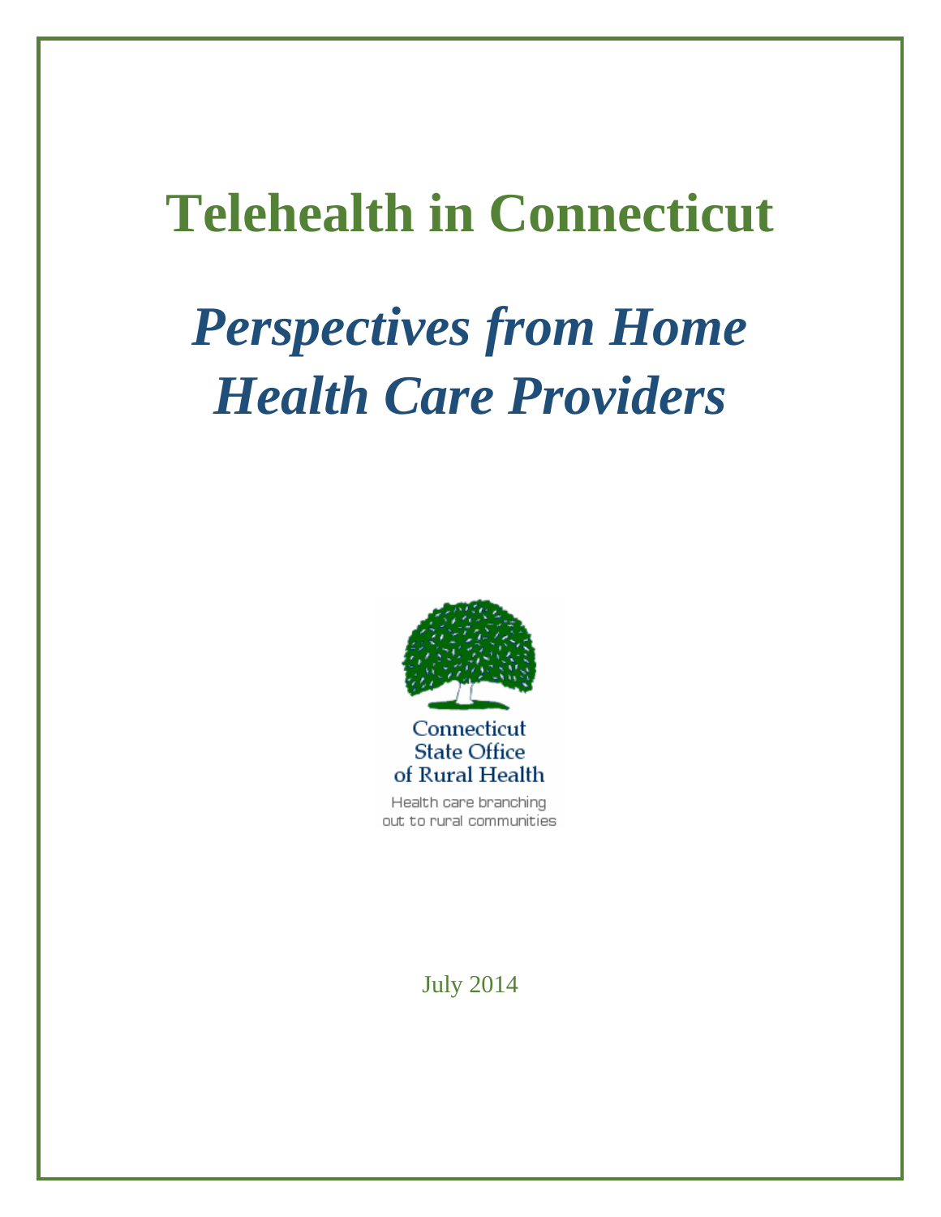# Telehealth in Connecticut

## *Perspectives from Home Health Care Providers*

Connecticut State Office of Rural Health

Health care branching out to rural communities

July 2014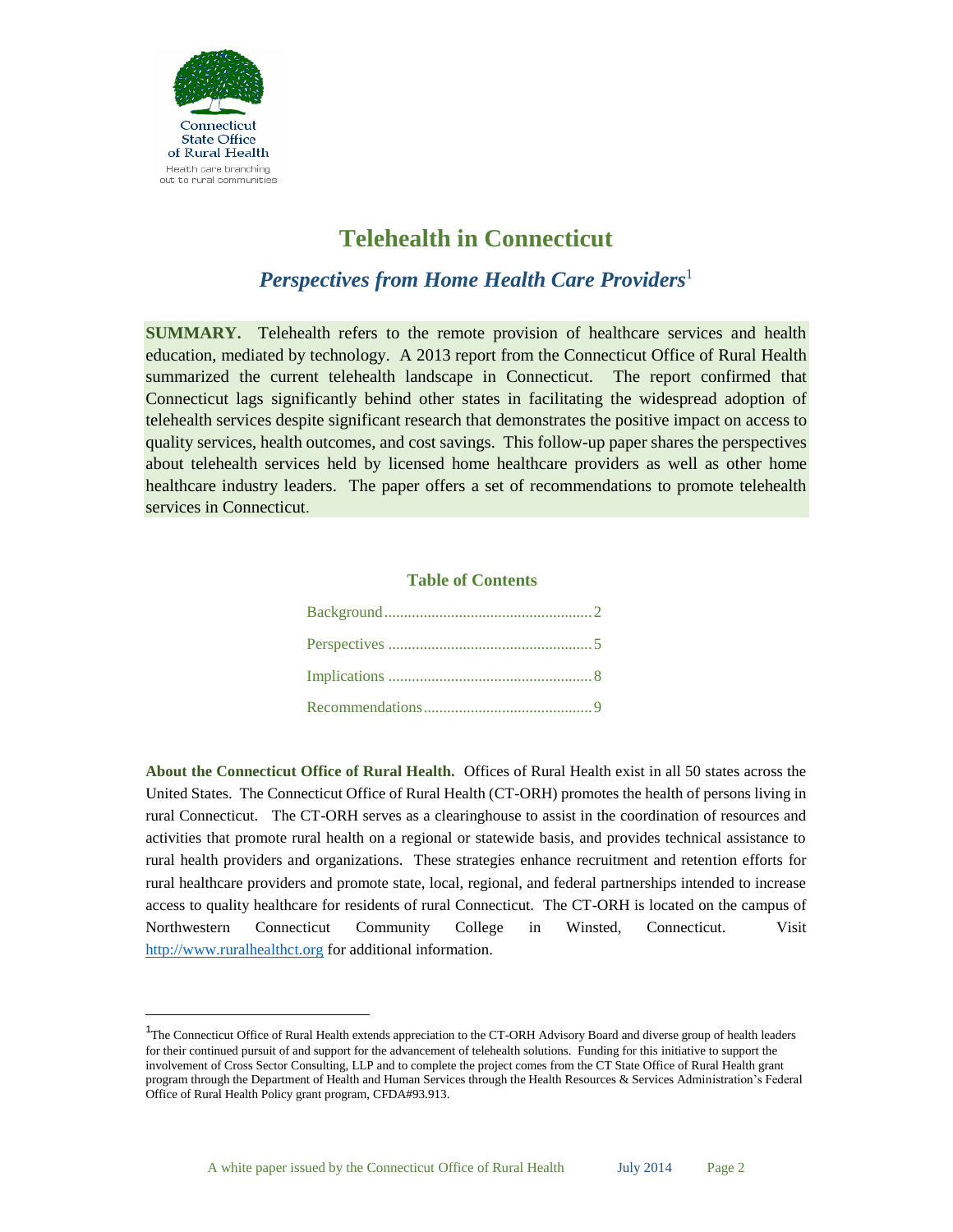Connecticut State Office of Rural Health

Health care branching out to rural communities

# Telehealth in Connecticut

## *Perspectives from Home Health Care Providers*[1]

**SUMMARY.** Telehealth refers to the remote provision of healthcare services and health education, mediated by technology. A 2013 report from the Connecticut Office of Rural Health summarized the current telehealth landscape in Connecticut. The report confirmed that Connecticut lags significantly behind other states in facilitating the widespread adoption of telehealth services despite significant research that demonstrates the positive impact on access to quality services, health outcomes, and cost savings. This follow-up paper shares the perspectives about telehealth services held by licensed home healthcare providers as well as other home healthcare industry leaders. The paper offers a set of recommendations to promote telehealth services in Connecticut.

### Table of Contents

- Background.....2
- Perspectives.....5
- Implications.....8
- Recommendations.....9

**About the Connecticut Office of Rural Health.** Offices of Rural Health exist in all 50 states across the United States. The Connecticut Office of Rural Health (CT-ORH) promotes the health of persons living in rural Connecticut. The CT-ORH serves as a clearinghouse to assist in the coordination of resources and activities that promote rural health on a regional or statewide basis, and provides technical assistance to rural health providers and organizations. These strategies enhance recruitment and retention efforts for rural healthcare providers and promote state, local, regional, and federal partnerships intended to increase access to quality healthcare for residents of rural Connecticut. The CT-ORH is located on the campus of Northwestern Connecticut Community College in Winsted, Connecticut. Visit http://www.ruralhealthct.org for additional information.

---

[1] The Connecticut Office of Rural Health extends appreciation to the CT-ORH Advisory Board and diverse group of health leaders for their continued pursuit of and support for the advancement of telehealth solutions. Funding for this initiative to support the involvement of Cross Sector Consulting, LLP and to complete the project comes from the CT State Office of Rural Health grant program through the Department of Health and Human Services through the Health Resources & Services Administration's Federal Office of Rural Health Policy grant program, CFDA#93.913.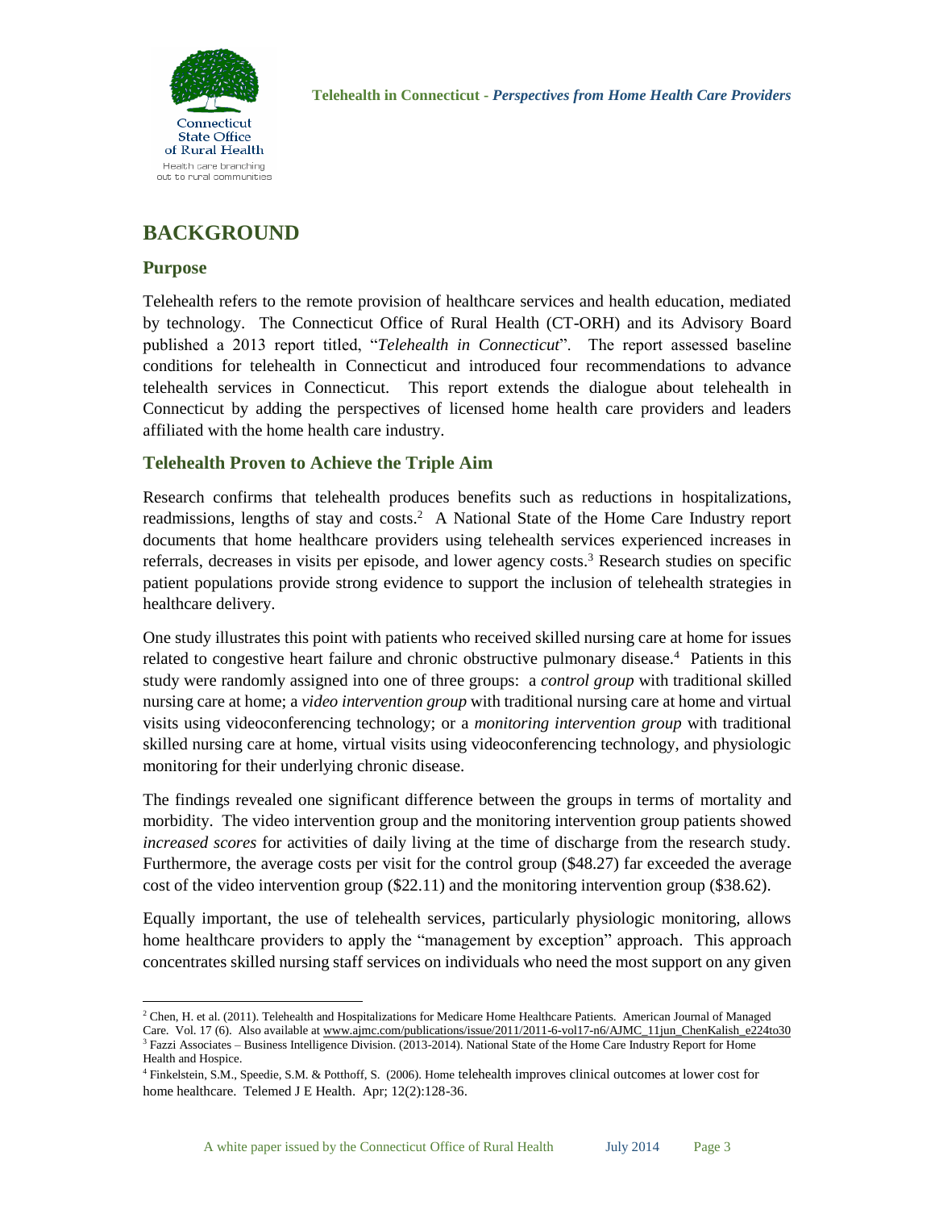## BACKGROUND

### Purpose

Telehealth refers to the remote provision of healthcare services and health education, mediated by technology. The Connecticut Office of Rural Health (CT-ORH) and its Advisory Board published a 2013 report titled, "*Telehealth in Connecticut*". The report assessed baseline conditions for telehealth in Connecticut and introduced four recommendations to advance telehealth services in Connecticut. This report extends the dialogue about telehealth in Connecticut by adding the perspectives of licensed home health care providers and leaders affiliated with the home health care industry.

### Telehealth Proven to Achieve the Triple Aim

Research confirms that telehealth produces benefits such as reductions in hospitalizations, readmissions, lengths of stay and costs.[2] A National State of the Home Care Industry report documents that home healthcare providers using telehealth services experienced increases in referrals, decreases in visits per episode, and lower agency costs.[3] Research studies on specific patient populations provide strong evidence to support the inclusion of telehealth strategies in healthcare delivery.

One study illustrates this point with patients who received skilled nursing care at home for issues related to congestive heart failure and chronic obstructive pulmonary disease.[4] Patients in this study were randomly assigned into one of three groups: a *control group* with traditional skilled nursing care at home; a *video intervention group* with traditional nursing care at home and virtual visits using videoconferencing technology; or a *monitoring intervention group* with traditional skilled nursing care at home, virtual visits using videoconferencing technology, and physiologic monitoring for their underlying chronic disease.

The findings revealed one significant difference between the groups in terms of mortality and morbidity. The video intervention group and the monitoring intervention group patients showed *increased scores* for activities of daily living at the time of discharge from the research study. Furthermore, the average costs per visit for the control group ($48.27) far exceeded the average cost of the video intervention group ($22.11) and the monitoring intervention group ($38.62).

Equally important, the use of telehealth services, particularly physiologic monitoring, allows home healthcare providers to apply the "management by exception" approach. This approach concentrates skilled nursing staff services on individuals who need the most support on any given

---

[2] Chen, H. et al. (2011). Telehealth and Hospitalizations for Medicare Home Healthcare Patients. American Journal of Managed Care. Vol. 17 (6). Also available at www.ajmc.com/publications/issue/2011/2011-6-vol17-n6/AJMC_11jun_ChenKalish_e224to30

[3] Fazzi Associates – Business Intelligence Division. (2013-2014). National State of the Home Care Industry Report for Home Health and Hospice.

[4] Finkelstein, S.M., Speedie, S.M. & Potthoff, S. (2006). Home telehealth improves clinical outcomes at lower cost for home healthcare. Telemed J E Health. Apr; 12(2):128-36.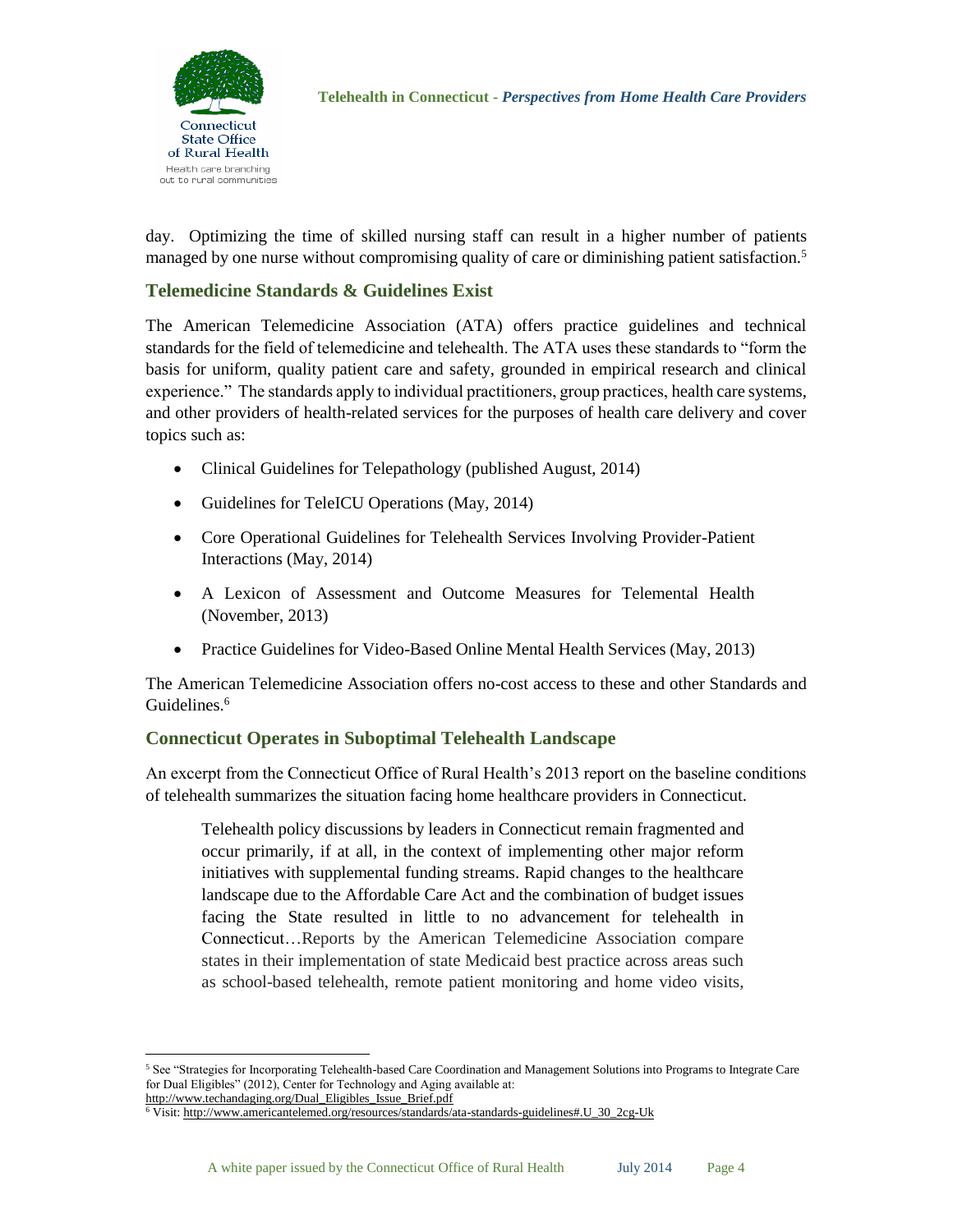day. Optimizing the time of skilled nursing staff can result in a higher number of patients managed by one nurse without compromising quality of care or diminishing patient satisfaction.[5]

## Telemedicine Standards & Guidelines Exist

The American Telemedicine Association (ATA) offers practice guidelines and technical standards for the field of telemedicine and telehealth. The ATA uses these standards to "form the basis for uniform, quality patient care and safety, grounded in empirical research and clinical experience." The standards apply to individual practitioners, group practices, health care systems, and other providers of health-related services for the purposes of health care delivery and cover topics such as:

- Clinical Guidelines for Telepathology (published August, 2014)
- Guidelines for TeleICU Operations (May, 2014)
- Core Operational Guidelines for Telehealth Services Involving Provider-Patient Interactions (May, 2014)
- A Lexicon of Assessment and Outcome Measures for Telemental Health (November, 2013)
- Practice Guidelines for Video-Based Online Mental Health Services (May, 2013)

The American Telemedicine Association offers no-cost access to these and other Standards and Guidelines.[6]

## Connecticut Operates in Suboptimal Telehealth Landscape

An excerpt from the Connecticut Office of Rural Health's 2013 report on the baseline conditions of telehealth summarizes the situation facing home healthcare providers in Connecticut.

> Telehealth policy discussions by leaders in Connecticut remain fragmented and occur primarily, if at all, in the context of implementing other major reform initiatives with supplemental funding streams. Rapid changes to the healthcare landscape due to the Affordable Care Act and the combination of budget issues facing the State resulted in little to no advancement for telehealth in Connecticut…Reports by the American Telemedicine Association compare states in their implementation of state Medicaid best practice across areas such as school-based telehealth, remote patient monitoring and home video visits,

---

[5] See "Strategies for Incorporating Telehealth-based Care Coordination and Management Solutions into Programs to Integrate Care for Dual Eligibles" (2012), Center for Technology and Aging available at: http://www.techandaging.org/Dual_Eligibles_Issue_Brief.pdf

[6] Visit: http://www.americantelemed.org/resources/standards/ata-standards-guidelines#.U_30_2cg-Uk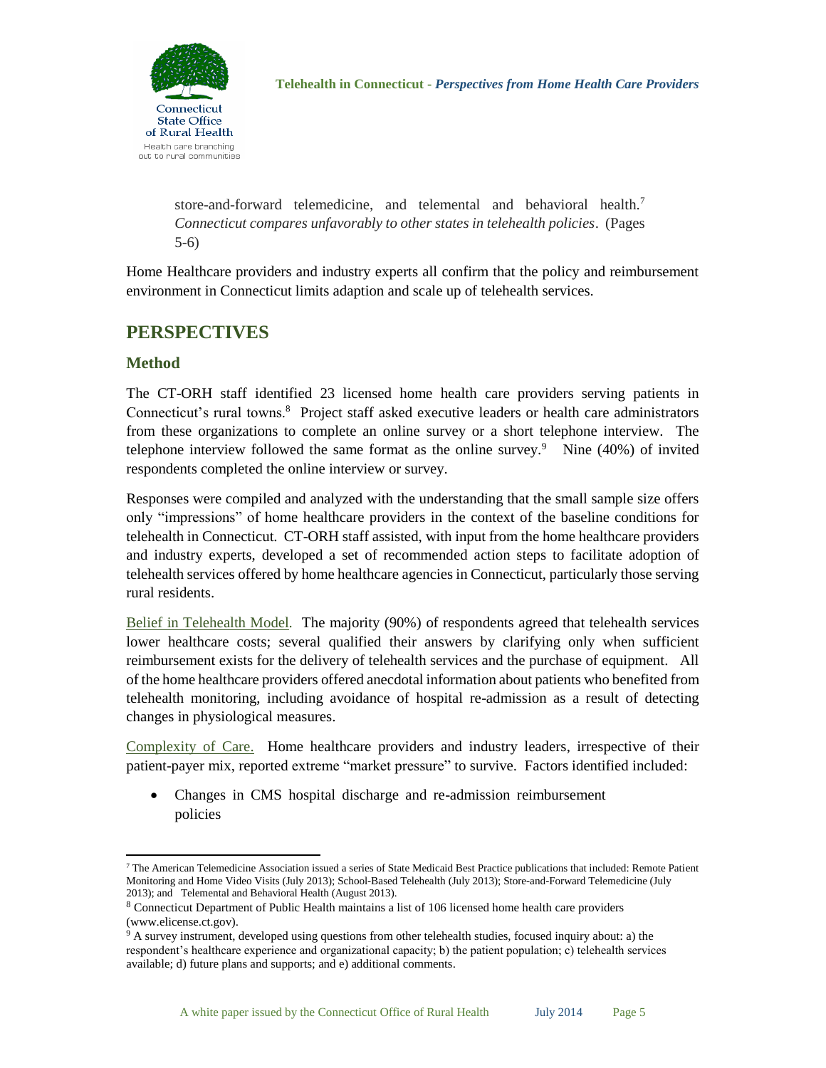store-and-forward telemedicine, and telemental and behavioral health.[7] *Connecticut compares unfavorably to other states in telehealth policies*. (Pages 5-6)

Home Healthcare providers and industry experts all confirm that the policy and reimbursement environment in Connecticut limits adaption and scale up of telehealth services.

## PERSPECTIVES

### Method

The CT-ORH staff identified 23 licensed home health care providers serving patients in Connecticut's rural towns.[8] Project staff asked executive leaders or health care administrators from these organizations to complete an online survey or a short telephone interview. The telephone interview followed the same format as the online survey.[9] Nine (40%) of invited respondents completed the online interview or survey.

Responses were compiled and analyzed with the understanding that the small sample size offers only "impressions" of home healthcare providers in the context of the baseline conditions for telehealth in Connecticut. CT-ORH staff assisted, with input from the home healthcare providers and industry experts, developed a set of recommended action steps to facilitate adoption of telehealth services offered by home healthcare agencies in Connecticut, particularly those serving rural residents.

Belief in Telehealth Model. The majority (90%) of respondents agreed that telehealth services lower healthcare costs; several qualified their answers by clarifying only when sufficient reimbursement exists for the delivery of telehealth services and the purchase of equipment. All of the home healthcare providers offered anecdotal information about patients who benefited from telehealth monitoring, including avoidance of hospital re-admission as a result of detecting changes in physiological measures.

Complexity of Care. Home healthcare providers and industry leaders, irrespective of their patient-payer mix, reported extreme "market pressure" to survive. Factors identified included:

- Changes in CMS hospital discharge and re-admission reimbursement policies

---

[7] The American Telemedicine Association issued a series of State Medicaid Best Practice publications that included: Remote Patient Monitoring and Home Video Visits (July 2013); School-Based Telehealth (July 2013); Store-and-Forward Telemedicine (July 2013); and Telemental and Behavioral Health (August 2013).

[8] Connecticut Department of Public Health maintains a list of 106 licensed home health care providers (www.elicense.ct.gov).

[9] A survey instrument, developed using questions from other telehealth studies, focused inquiry about: a) the respondent's healthcare experience and organizational capacity; b) the patient population; c) telehealth services available; d) future plans and supports; and e) additional comments.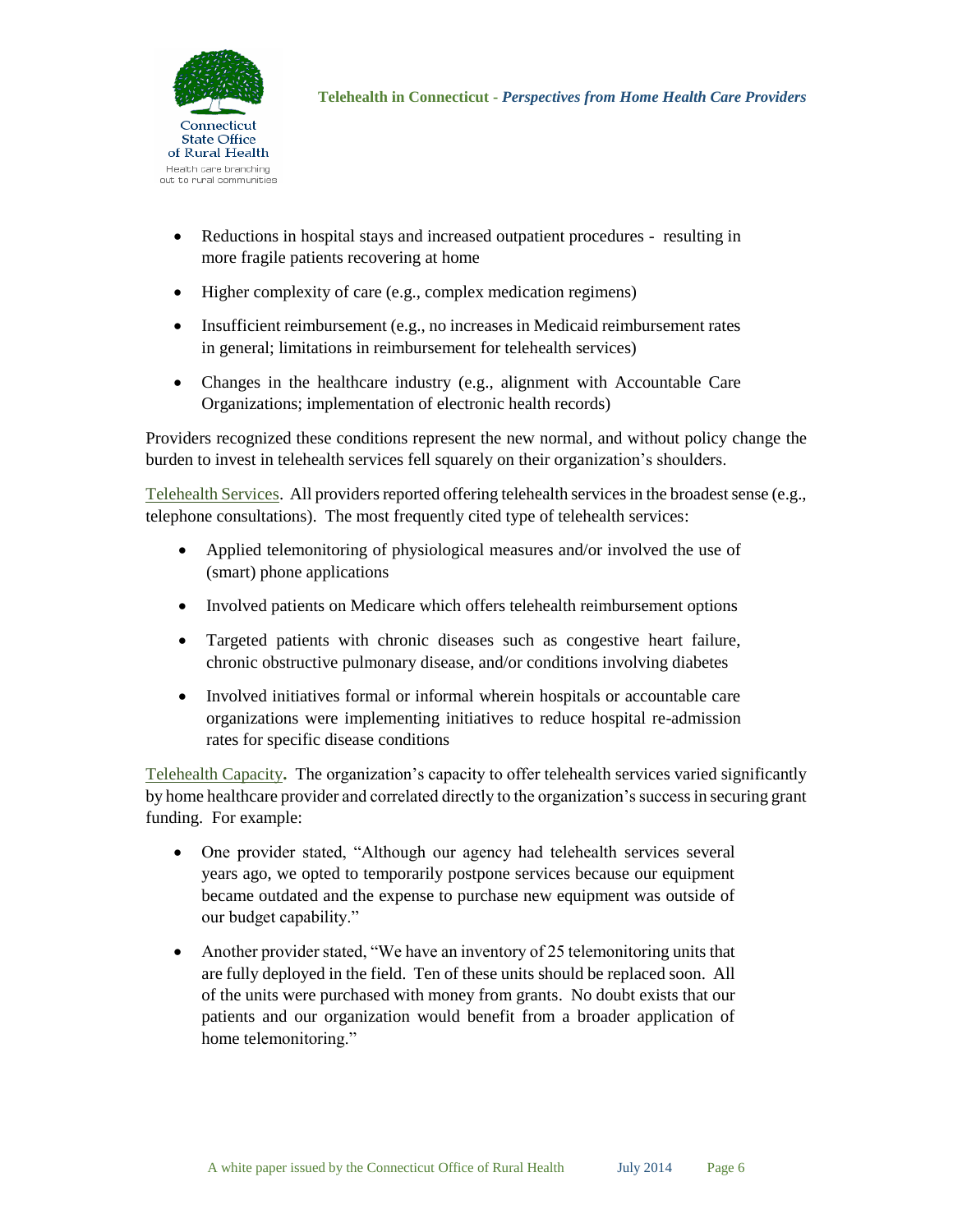- Reductions in hospital stays and increased outpatient procedures - resulting in more fragile patients recovering at home
- Higher complexity of care (e.g., complex medication regimens)
- Insufficient reimbursement (e.g., no increases in Medicaid reimbursement rates in general; limitations in reimbursement for telehealth services)
- Changes in the healthcare industry (e.g., alignment with Accountable Care Organizations; implementation of electronic health records)

Providers recognized these conditions represent the new normal, and without policy change the burden to invest in telehealth services fell squarely on their organization's shoulders.

Telehealth Services. All providers reported offering telehealth services in the broadest sense (e.g., telephone consultations). The most frequently cited type of telehealth services:

- Applied telemonitoring of physiological measures and/or involved the use of (smart) phone applications
- Involved patients on Medicare which offers telehealth reimbursement options
- Targeted patients with chronic diseases such as congestive heart failure, chronic obstructive pulmonary disease, and/or conditions involving diabetes
- Involved initiatives formal or informal wherein hospitals or accountable care organizations were implementing initiatives to reduce hospital re-admission rates for specific disease conditions

Telehealth Capacity**.** The organization's capacity to offer telehealth services varied significantly by home healthcare provider and correlated directly to the organization's success in securing grant funding. For example:

- One provider stated, "Although our agency had telehealth services several years ago, we opted to temporarily postpone services because our equipment became outdated and the expense to purchase new equipment was outside of our budget capability."
- Another provider stated, "We have an inventory of 25 telemonitoring units that are fully deployed in the field. Ten of these units should be replaced soon. All of the units were purchased with money from grants. No doubt exists that our patients and our organization would benefit from a broader application of home telemonitoring."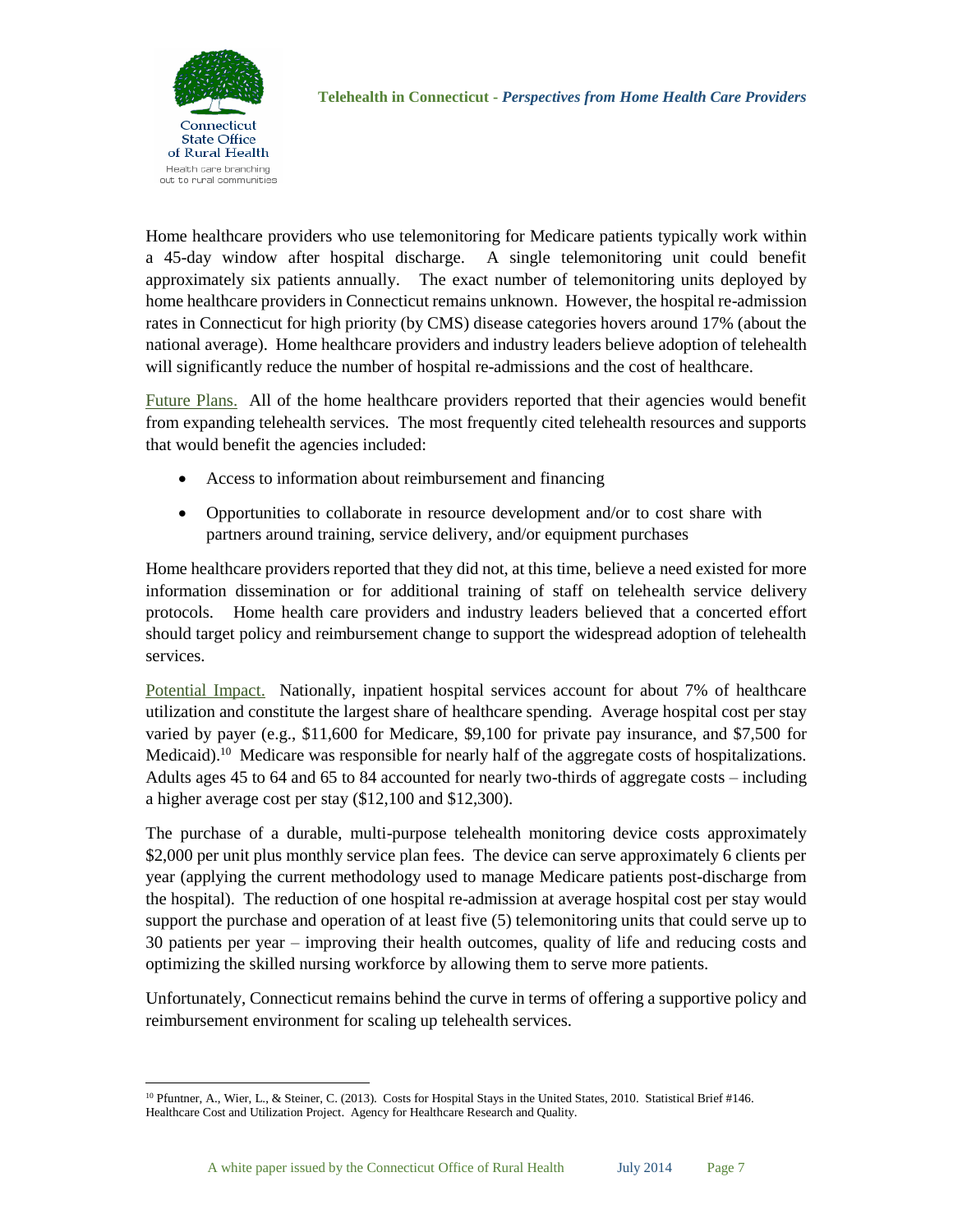Home healthcare providers who use telemonitoring for Medicare patients typically work within a 45-day window after hospital discharge. A single telemonitoring unit could benefit approximately six patients annually. The exact number of telemonitoring units deployed by home healthcare providers in Connecticut remains unknown. However, the hospital re-admission rates in Connecticut for high priority (by CMS) disease categories hovers around 17% (about the national average). Home healthcare providers and industry leaders believe adoption of telehealth will significantly reduce the number of hospital re-admissions and the cost of healthcare.

Future Plans. All of the home healthcare providers reported that their agencies would benefit from expanding telehealth services. The most frequently cited telehealth resources and supports that would benefit the agencies included:

- Access to information about reimbursement and financing
- Opportunities to collaborate in resource development and/or to cost share with partners around training, service delivery, and/or equipment purchases

Home healthcare providers reported that they did not, at this time, believe a need existed for more information dissemination or for additional training of staff on telehealth service delivery protocols. Home health care providers and industry leaders believed that a concerted effort should target policy and reimbursement change to support the widespread adoption of telehealth services.

Potential Impact. Nationally, inpatient hospital services account for about 7% of healthcare utilization and constitute the largest share of healthcare spending. Average hospital cost per stay varied by payer (e.g., $11,600 for Medicare, $9,100 for private pay insurance, and $7,500 for Medicaid).[10] Medicare was responsible for nearly half of the aggregate costs of hospitalizations. Adults ages 45 to 64 and 65 to 84 accounted for nearly two-thirds of aggregate costs – including a higher average cost per stay ($12,100 and $12,300).

The purchase of a durable, multi-purpose telehealth monitoring device costs approximately $2,000 per unit plus monthly service plan fees. The device can serve approximately 6 clients per year (applying the current methodology used to manage Medicare patients post-discharge from the hospital). The reduction of one hospital re-admission at average hospital cost per stay would support the purchase and operation of at least five (5) telemonitoring units that could serve up to 30 patients per year – improving their health outcomes, quality of life and reducing costs and optimizing the skilled nursing workforce by allowing them to serve more patients.

Unfortunately, Connecticut remains behind the curve in terms of offering a supportive policy and reimbursement environment for scaling up telehealth services.

[10] Pfuntner, A., Wier, L., & Steiner, C. (2013). Costs for Hospital Stays in the United States, 2010. Statistical Brief #146. Healthcare Cost and Utilization Project. Agency for Healthcare Research and Quality.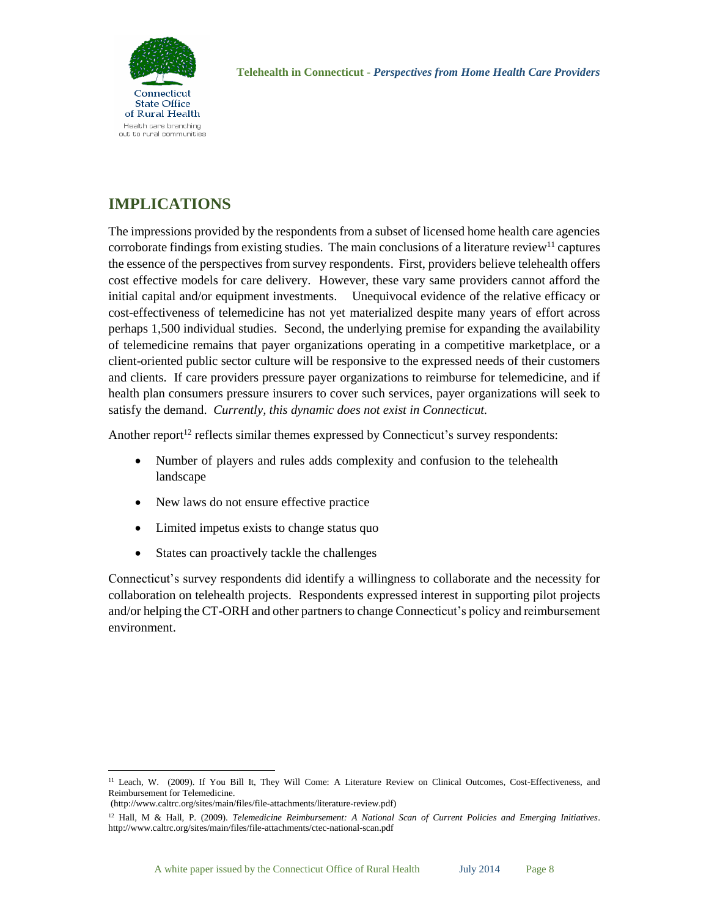## IMPLICATIONS

The impressions provided by the respondents from a subset of licensed home health care agencies corroborate findings from existing studies. The main conclusions of a literature review[11] captures the essence of the perspectives from survey respondents. First, providers believe telehealth offers cost effective models for care delivery. However, these vary same providers cannot afford the initial capital and/or equipment investments. Unequivocal evidence of the relative efficacy or cost-effectiveness of telemedicine has not yet materialized despite many years of effort across perhaps 1,500 individual studies. Second, the underlying premise for expanding the availability of telemedicine remains that payer organizations operating in a competitive marketplace, or a client-oriented public sector culture will be responsive to the expressed needs of their customers and clients. If care providers pressure payer organizations to reimburse for telemedicine, and if health plan consumers pressure insurers to cover such services, payer organizations will seek to satisfy the demand. *Currently, this dynamic does not exist in Connecticut.*

Another report[12] reflects similar themes expressed by Connecticut's survey respondents:

- Number of players and rules adds complexity and confusion to the telehealth landscape
- New laws do not ensure effective practice
- Limited impetus exists to change status quo
- States can proactively tackle the challenges

Connecticut's survey respondents did identify a willingness to collaborate and the necessity for collaboration on telehealth projects. Respondents expressed interest in supporting pilot projects and/or helping the CT-ORH and other partners to change Connecticut's policy and reimbursement environment.

---

[11] Leach, W. (2009). If You Bill It, They Will Come: A Literature Review on Clinical Outcomes, Cost-Effectiveness, and Reimbursement for Telemedicine.
(http://www.caltrc.org/sites/main/files/file-attachments/literature-review.pdf)

[12] Hall, M & Hall, P. (2009). *Telemedicine Reimbursement: A National Scan of Current Policies and Emerging Initiatives*. http://www.caltrc.org/sites/main/files/file-attachments/ctec-national-scan.pdf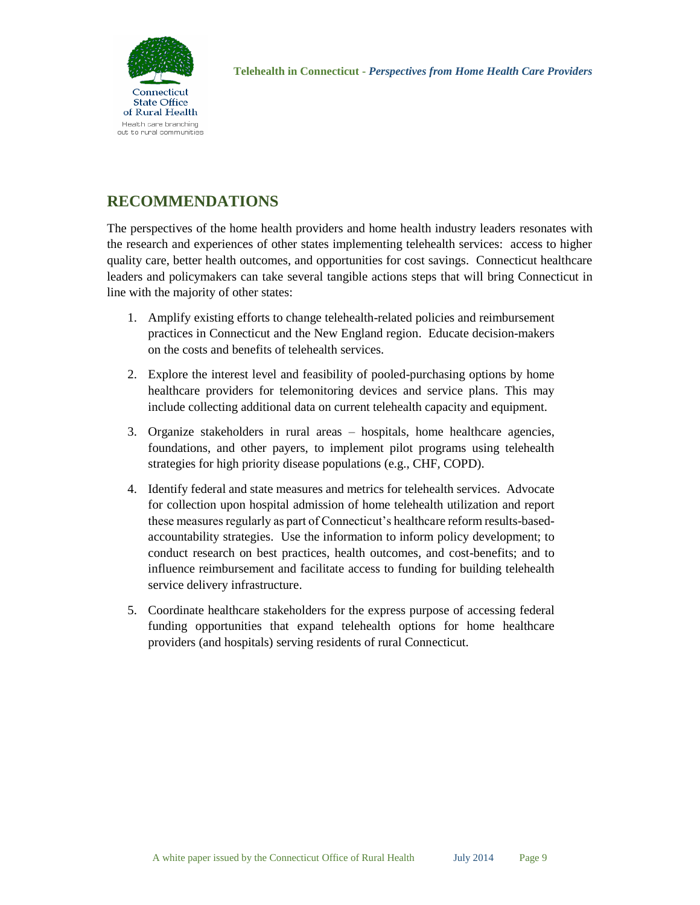## RECOMMENDATIONS

The perspectives of the home health providers and home health industry leaders resonates with the research and experiences of other states implementing telehealth services: access to higher quality care, better health outcomes, and opportunities for cost savings. Connecticut healthcare leaders and policymakers can take several tangible actions steps that will bring Connecticut in line with the majority of other states:

1. Amplify existing efforts to change telehealth-related policies and reimbursement practices in Connecticut and the New England region. Educate decision-makers on the costs and benefits of telehealth services.

2. Explore the interest level and feasibility of pooled-purchasing options by home healthcare providers for telemonitoring devices and service plans. This may include collecting additional data on current telehealth capacity and equipment.

3. Organize stakeholders in rural areas – hospitals, home healthcare agencies, foundations, and other payers, to implement pilot programs using telehealth strategies for high priority disease populations (e.g., CHF, COPD).

4. Identify federal and state measures and metrics for telehealth services. Advocate for collection upon hospital admission of home telehealth utilization and report these measures regularly as part of Connecticut's healthcare reform results-based-accountability strategies. Use the information to inform policy development; to conduct research on best practices, health outcomes, and cost-benefits; and to influence reimbursement and facilitate access to funding for building telehealth service delivery infrastructure.

5. Coordinate healthcare stakeholders for the express purpose of accessing federal funding opportunities that expand telehealth options for home healthcare providers (and hospitals) serving residents of rural Connecticut.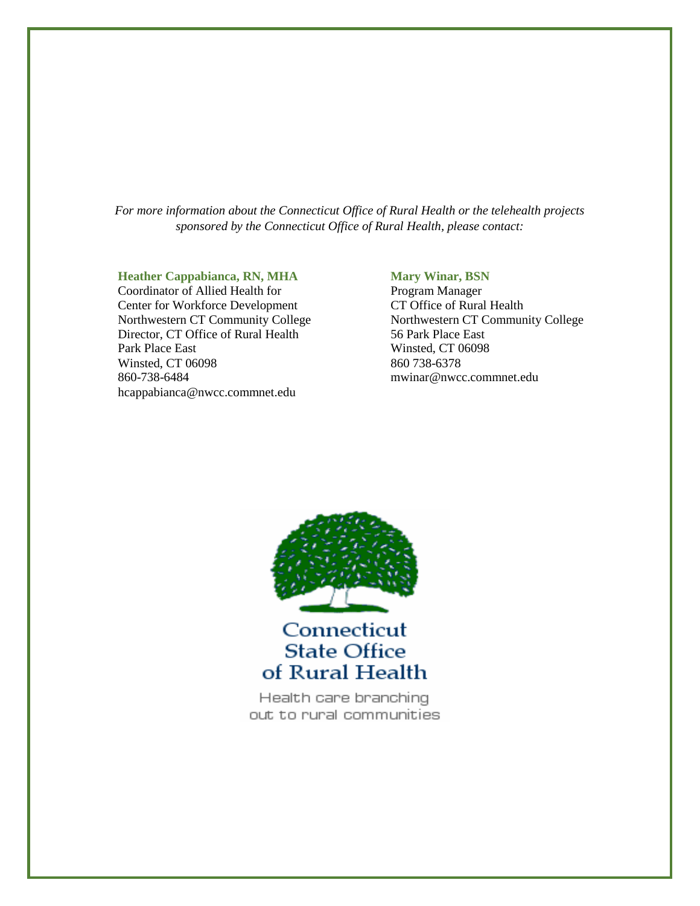*For more information about the Connecticut Office of Rural Health or the telehealth projects sponsored by the Connecticut Office of Rural Health, please contact:*

**Heather Cappabianca, RN, MHA**
Coordinator of Allied Health for
Center for Workforce Development
Northwestern CT Community College
Director, CT Office of Rural Health
Park Place East
Winsted, CT 06098
860-738-6484
hcappabianca@nwcc.commnet.edu

**Mary Winar, BSN**
Program Manager
CT Office of Rural Health
Northwestern CT Community College
56 Park Place East
Winsted, CT 06098
860 738-6378
mwinar@nwcc.commnet.edu

Connecticut
State Office
of Rural Health

Health care branching
out to rural communities